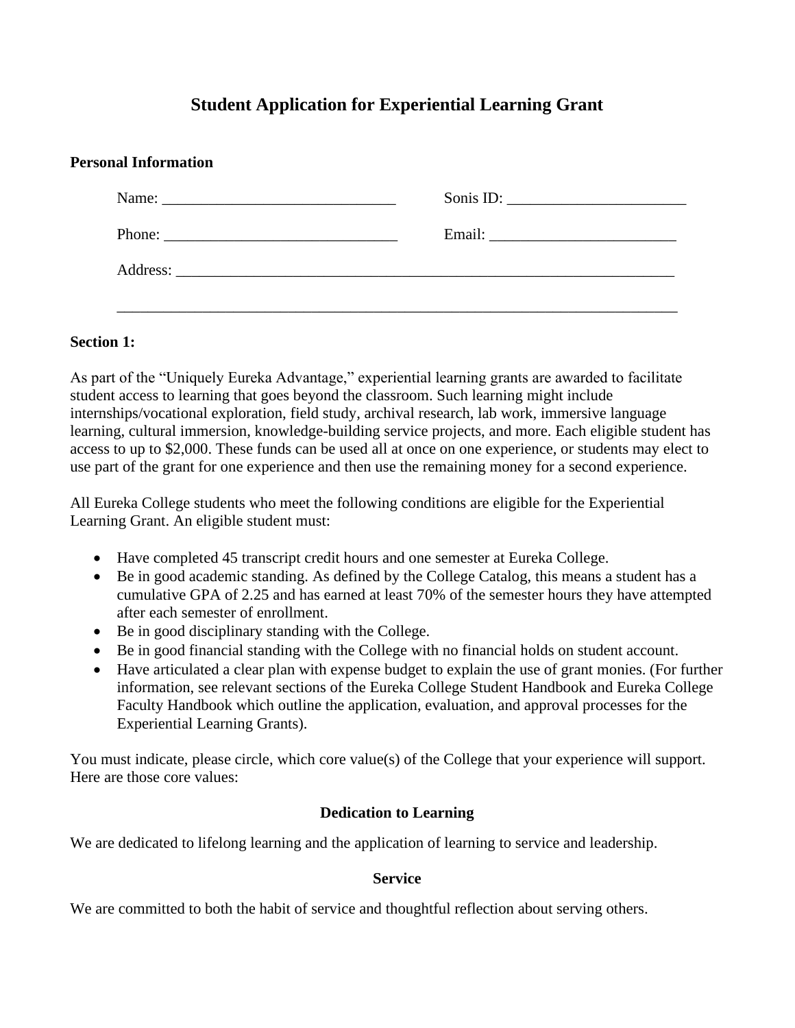# Student Application for Experiential Learning Grant

**Personal Information**

Name: ______________________________ Sonis ID: _______________________

Phone: ______________________________ Email: ________________________

Address: __________________________________________________________________

____________________________________________________________________________

**Section 1:**

As part of the "Uniquely Eureka Advantage," experiential learning grants are awarded to facilitate student access to learning that goes beyond the classroom. Such learning might include internships/vocational exploration, field study, archival research, lab work, immersive language learning, cultural immersion, knowledge-building service projects, and more. Each eligible student has access to up to $2,000. These funds can be used all at once on one experience, or students may elect to use part of the grant for one experience and then use the remaining money for a second experience.

All Eureka College students who meet the following conditions are eligible for the Experiential Learning Grant. An eligible student must:

- Have completed 45 transcript credit hours and one semester at Eureka College.
- Be in good academic standing. As defined by the College Catalog, this means a student has a cumulative GPA of 2.25 and has earned at least 70% of the semester hours they have attempted after each semester of enrollment.
- Be in good disciplinary standing with the College.
- Be in good financial standing with the College with no financial holds on student account.
- Have articulated a clear plan with expense budget to explain the use of grant monies. (For further information, see relevant sections of the Eureka College Student Handbook and Eureka College Faculty Handbook which outline the application, evaluation, and approval processes for the Experiential Learning Grants).

You must indicate, please circle, which core value(s) of the College that your experience will support. Here are those core values:

**Dedication to Learning**

We are dedicated to lifelong learning and the application of learning to service and leadership.

**Service**

We are committed to both the habit of service and thoughtful reflection about serving others.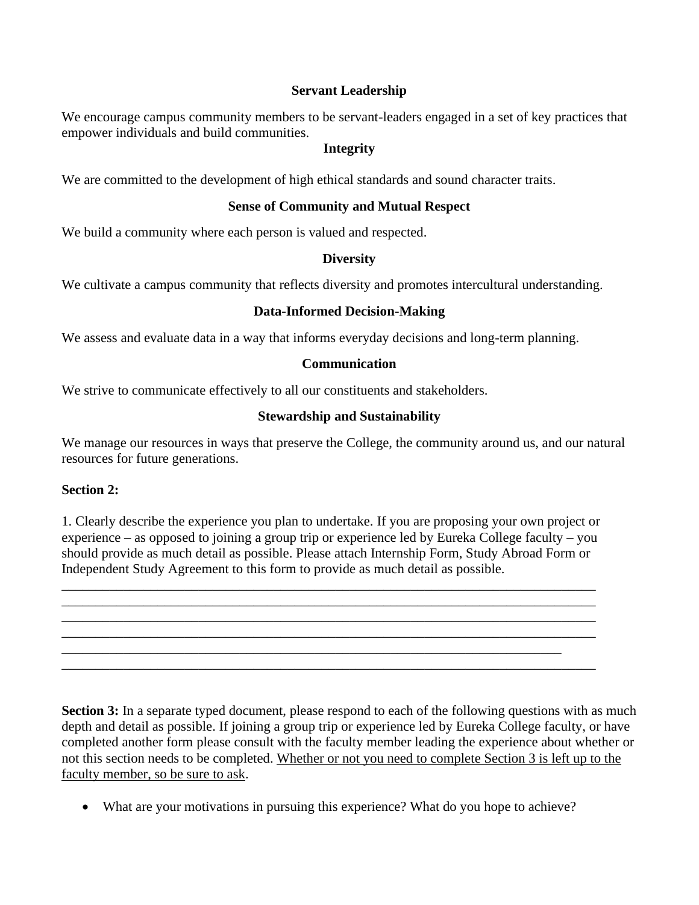**Servant Leadership**

We encourage campus community members to be servant-leaders engaged in a set of key practices that empower individuals and build communities.

**Integrity**

We are committed to the development of high ethical standards and sound character traits.

**Sense of Community and Mutual Respect**

We build a community where each person is valued and respected.

**Diversity**

We cultivate a campus community that reflects diversity and promotes intercultural understanding.

**Data-Informed Decision-Making**

We assess and evaluate data in a way that informs everyday decisions and long-term planning.

**Communication**

We strive to communicate effectively to all our constituents and stakeholders.

**Stewardship and Sustainability**

We manage our resources in ways that preserve the College, the community around us, and our natural resources for future generations.

**Section 2:**

1. Clearly describe the experience you plan to undertake. If you are proposing your own project or experience – as opposed to joining a group trip or experience led by Eureka College faculty – you should provide as much detail as possible. Please attach Internship Form, Study Abroad Form or Independent Study Agreement to this form to provide as much detail as possible.

___________________________________________________________________________
___________________________________________________________________________
___________________________________________________________________________
___________________________________________________________________________
________________________________________________________________________
___________________________________________________________________________

**Section 3:** In a separate typed document, please respond to each of the following questions with as much depth and detail as possible. If joining a group trip or experience led by Eureka College faculty, or have completed another form please consult with the faculty member leading the experience about whether or not this section needs to be completed. Whether or not you need to complete Section 3 is left up to the faculty member, so be sure to ask.

- What are your motivations in pursuing this experience? What do you hope to achieve?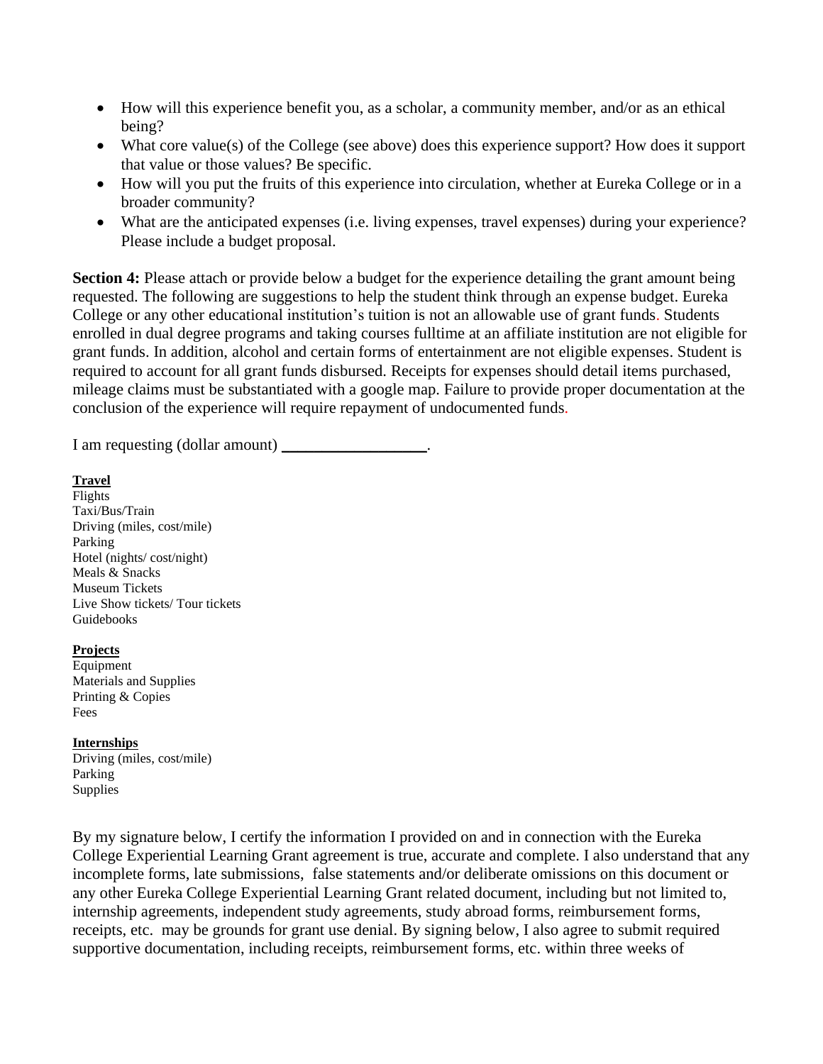- How will this experience benefit you, as a scholar, a community member, and/or as an ethical being?
- What core value(s) of the College (see above) does this experience support? How does it support that value or those values? Be specific.
- How will you put the fruits of this experience into circulation, whether at Eureka College or in a broader community?
- What are the anticipated expenses (i.e. living expenses, travel expenses) during your experience? Please include a budget proposal.

**Section 4:** Please attach or provide below a budget for the experience detailing the grant amount being requested. The following are suggestions to help the student think through an expense budget. Eureka College or any other educational institution's tuition is not an allowable use of grant funds. Students enrolled in dual degree programs and taking courses fulltime at an affiliate institution are not eligible for grant funds. In addition, alcohol and certain forms of entertainment are not eligible expenses. Student is required to account for all grant funds disbursed. Receipts for expenses should detail items purchased, mileage claims must be substantiated with a google map. Failure to provide proper documentation at the conclusion of the experience will require repayment of undocumented funds.

I am requesting (dollar amount) __________________.

**Travel**
Flights
Taxi/Bus/Train
Driving (miles, cost/mile)
Parking
Hotel (nights/ cost/night)
Meals & Snacks
Museum Tickets
Live Show tickets/ Tour tickets
Guidebooks

**Projects**
Equipment
Materials and Supplies
Printing & Copies
Fees

**Internships**
Driving (miles, cost/mile)
Parking
Supplies

By my signature below, I certify the information I provided on and in connection with the Eureka College Experiential Learning Grant agreement is true, accurate and complete. I also understand that any incomplete forms, late submissions, false statements and/or deliberate omissions on this document or any other Eureka College Experiential Learning Grant related document, including but not limited to, internship agreements, independent study agreements, study abroad forms, reimbursement forms, receipts, etc. may be grounds for grant use denial. By signing below, I also agree to submit required supportive documentation, including receipts, reimbursement forms, etc. within three weeks of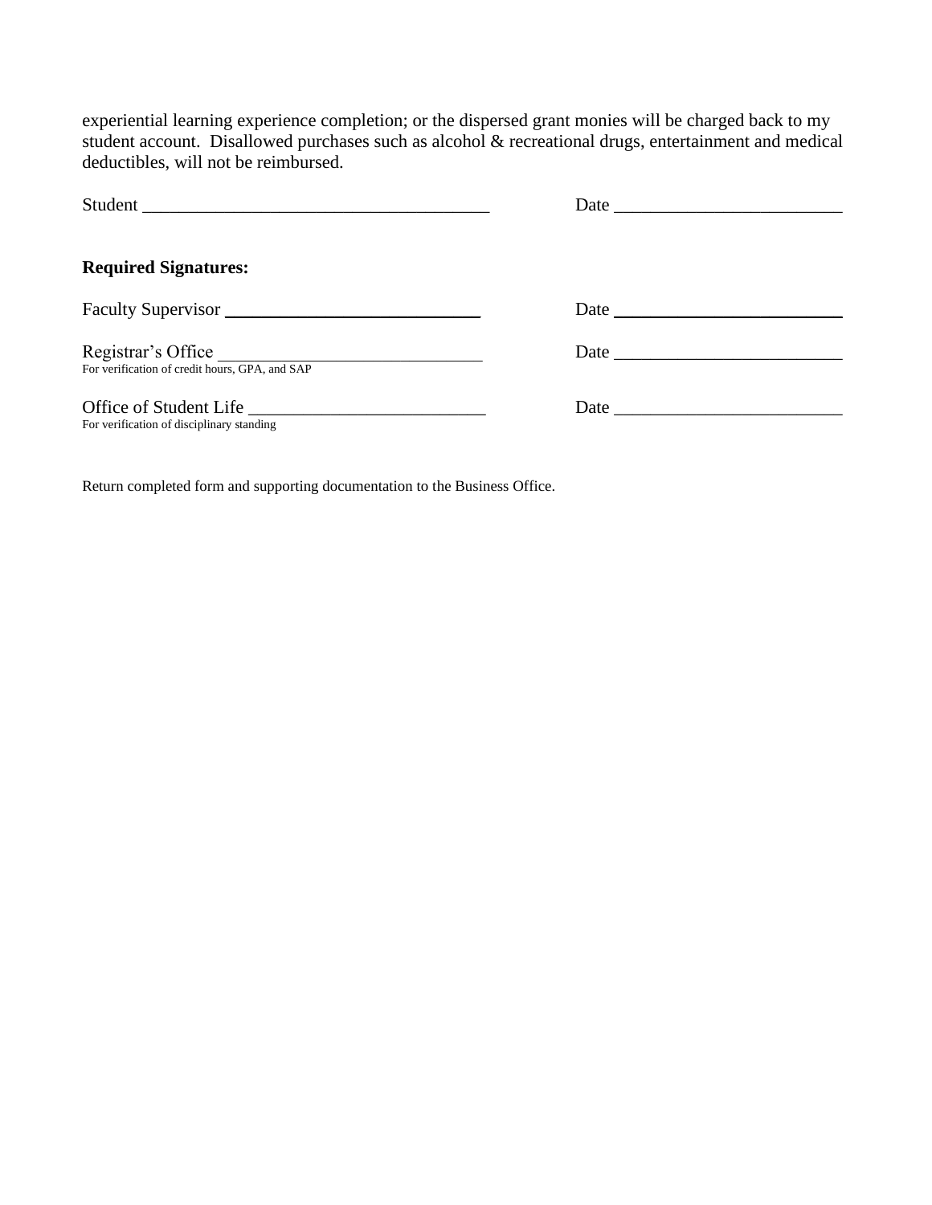experiential learning experience completion; or the dispersed grant monies will be charged back to my student account. Disallowed purchases such as alcohol & recreational drugs, entertainment and medical deductibles, will not be reimbursed.

Student _______________________________________ Date _________________________

**Required Signatures:**

Faculty Supervisor ____________________________ Date _________________________

Registrar's Office ______________________________ Date _________________________
For verification of credit hours, GPA, and SAP

Office of Student Life __________________________ Date _________________________
For verification of disciplinary standing

Return completed form and supporting documentation to the Business Office.